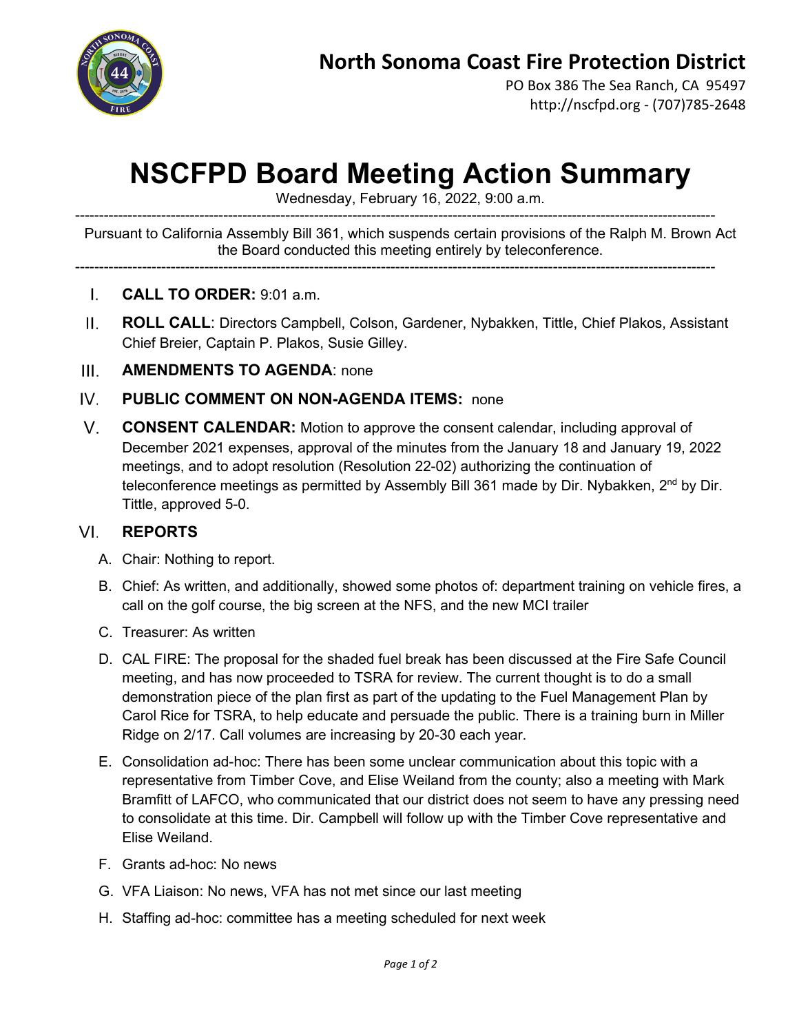# North Sonoma Coast Fire Protection District

PO Box 386 The Sea Ranch, CA 95497
http://nscfpd.org - (707)785-2648

# NSCFPD Board Meeting Action Summary

Wednesday, February 16, 2022, 9:00 a.m.

---

Pursuant to California Assembly Bill 361, which suspends certain provisions of the Ralph M. Brown Act the Board conducted this meeting entirely by teleconference.

---

I. **CALL TO ORDER:** 9:01 a.m.

II. **ROLL CALL**: Directors Campbell, Colson, Gardener, Nybakken, Tittle, Chief Plakos, Assistant Chief Breier, Captain P. Plakos, Susie Gilley.

III. **AMENDMENTS TO AGENDA**: none

IV. **PUBLIC COMMENT ON NON-AGENDA ITEMS:** none

V. **CONSENT CALENDAR:** Motion to approve the consent calendar, including approval of December 2021 expenses, approval of the minutes from the January 18 and January 19, 2022 meetings, and to adopt resolution (Resolution 22-02) authorizing the continuation of teleconference meetings as permitted by Assembly Bill 361 made by Dir. Nybakken, 2nd by Dir. Tittle, approved 5-0.

VI. **REPORTS**

A. Chair: Nothing to report.

B. Chief: As written, and additionally, showed some photos of: department training on vehicle fires, a call on the golf course, the big screen at the NFS, and the new MCI trailer

C. Treasurer: As written

D. CAL FIRE: The proposal for the shaded fuel break has been discussed at the Fire Safe Council meeting, and has now proceeded to TSRA for review. The current thought is to do a small demonstration piece of the plan first as part of the updating to the Fuel Management Plan by Carol Rice for TSRA, to help educate and persuade the public. There is a training burn in Miller Ridge on 2/17. Call volumes are increasing by 20-30 each year.

E. Consolidation ad-hoc: There has been some unclear communication about this topic with a representative from Timber Cove, and Elise Weiland from the county; also a meeting with Mark Bramfitt of LAFCO, who communicated that our district does not seem to have any pressing need to consolidate at this time. Dir. Campbell will follow up with the Timber Cove representative and Elise Weiland.

F. Grants ad-hoc: No news

G. VFA Liaison: No news, VFA has not met since our last meeting

H. Staffing ad-hoc: committee has a meeting scheduled for next week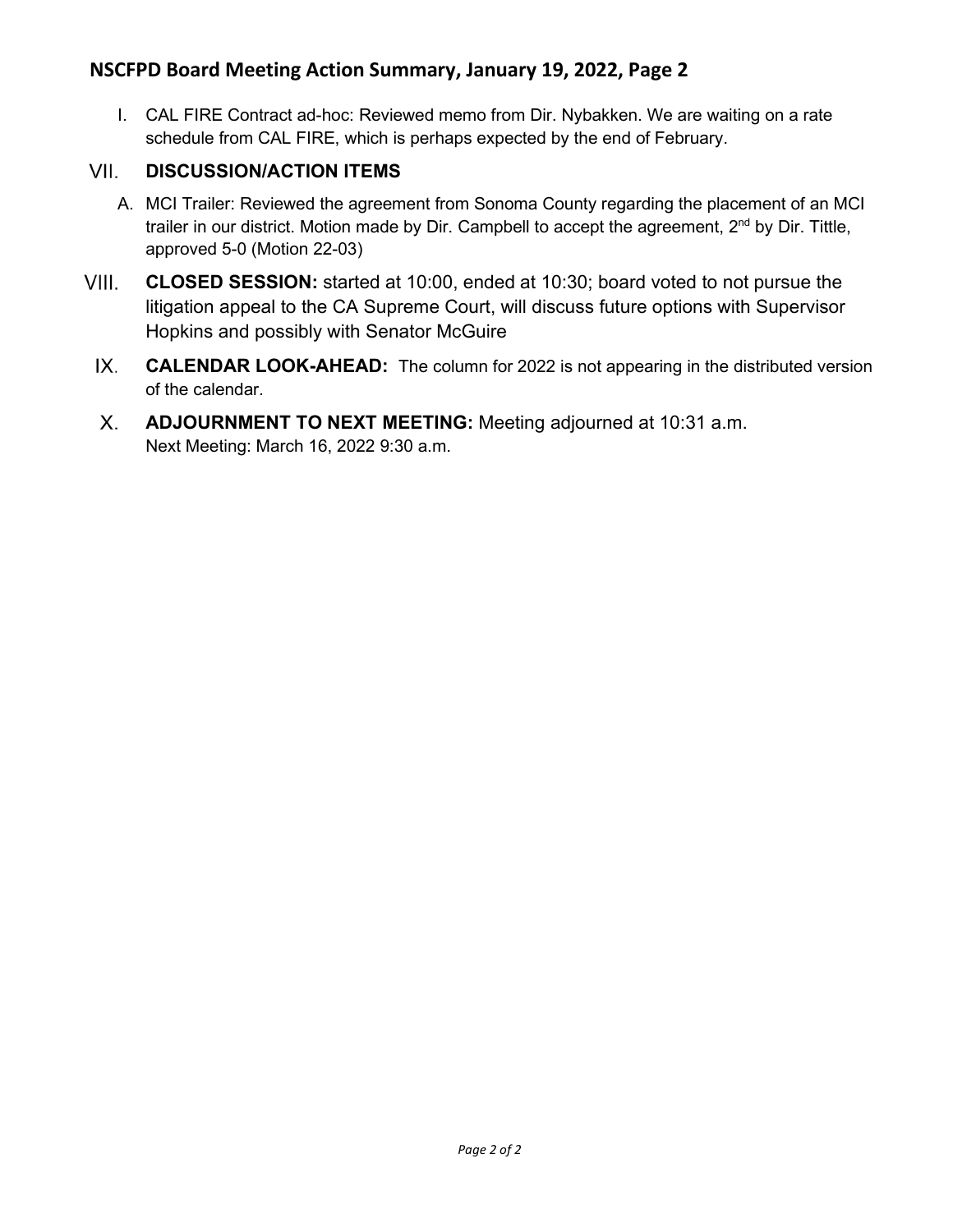I. CAL FIRE Contract ad-hoc: Reviewed memo from Dir. Nybakken. We are waiting on a rate schedule from CAL FIRE, which is perhaps expected by the end of February.

## VII. DISCUSSION/ACTION ITEMS

A. MCI Trailer: Reviewed the agreement from Sonoma County regarding the placement of an MCI trailer in our district. Motion made by Dir. Campbell to accept the agreement, 2nd by Dir. Tittle, approved 5-0 (Motion 22-03)

## VIII. CLOSED SESSION:

Started at 10:00, ended at 10:30; board voted to not pursue the litigation appeal to the CA Supreme Court, will discuss future options with Supervisor Hopkins and possibly with Senator McGuire

## IX. CALENDAR LOOK-AHEAD:

The column for 2022 is not appearing in the distributed version of the calendar.

## X. ADJOURNMENT TO NEXT MEETING:

Meeting adjourned at 10:31 a.m.
Next Meeting: March 16, 2022 9:30 a.m.